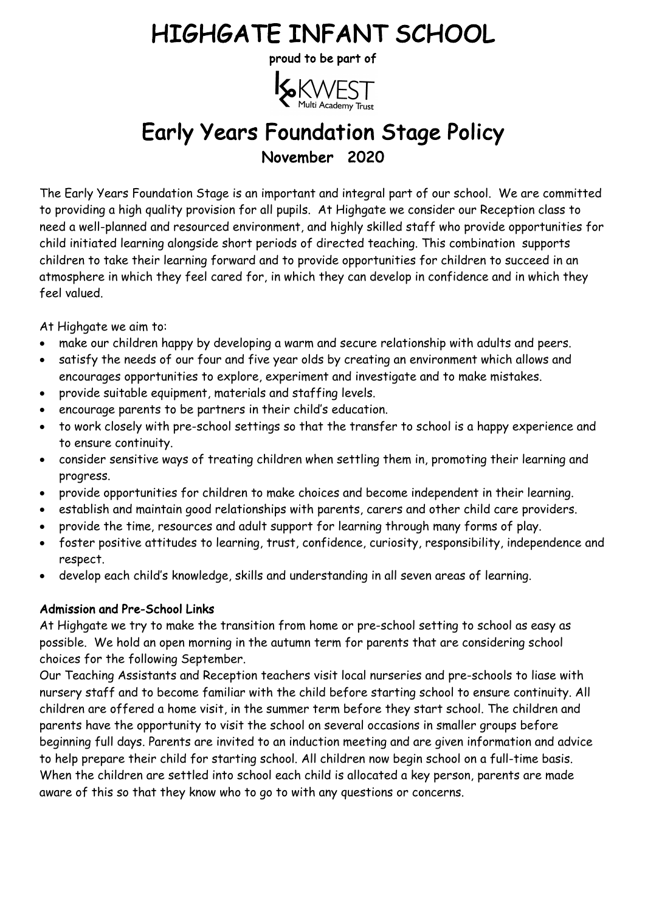# HIGHGATE INFANT SCHOOL

**proud to be part of**

KWEST Multi Academy Trust

## Early Years Foundation Stage Policy

**November 2020**

The Early Years Foundation Stage is an important and integral part of our school. We are committed to providing a high quality provision for all pupils. At Highgate we consider our Reception class to need a well-planned and resourced environment, and highly skilled staff who provide opportunities for child initiated learning alongside short periods of directed teaching. This combination supports children to take their learning forward and to provide opportunities for children to succeed in an atmosphere in which they feel cared for, in which they can develop in confidence and in which they feel valued.

At Highgate we aim to:

- make our children happy by developing a warm and secure relationship with adults and peers.
- satisfy the needs of our four and five year olds by creating an environment which allows and encourages opportunities to explore, experiment and investigate and to make mistakes.
- provide suitable equipment, materials and staffing levels.
- encourage parents to be partners in their child's education.
- to work closely with pre-school settings so that the transfer to school is a happy experience and to ensure continuity.
- consider sensitive ways of treating children when settling them in, promoting their learning and progress.
- provide opportunities for children to make choices and become independent in their learning.
- establish and maintain good relationships with parents, carers and other child care providers.
- provide the time, resources and adult support for learning through many forms of play.
- foster positive attitudes to learning, trust, confidence, curiosity, responsibility, independence and respect.
- develop each child's knowledge, skills and understanding in all seven areas of learning.

**Admission and Pre-School Links**

At Highgate we try to make the transition from home or pre-school setting to school as easy as possible. We hold an open morning in the autumn term for parents that are considering school choices for the following September.

Our Teaching Assistants and Reception teachers visit local nurseries and pre-schools to liase with nursery staff and to become familiar with the child before starting school to ensure continuity. All children are offered a home visit, in the summer term before they start school. The children and parents have the opportunity to visit the school on several occasions in smaller groups before beginning full days. Parents are invited to an induction meeting and are given information and advice to help prepare their child for starting school. All children now begin school on a full-time basis. When the children are settled into school each child is allocated a key person, parents are made aware of this so that they know who to go to with any questions or concerns.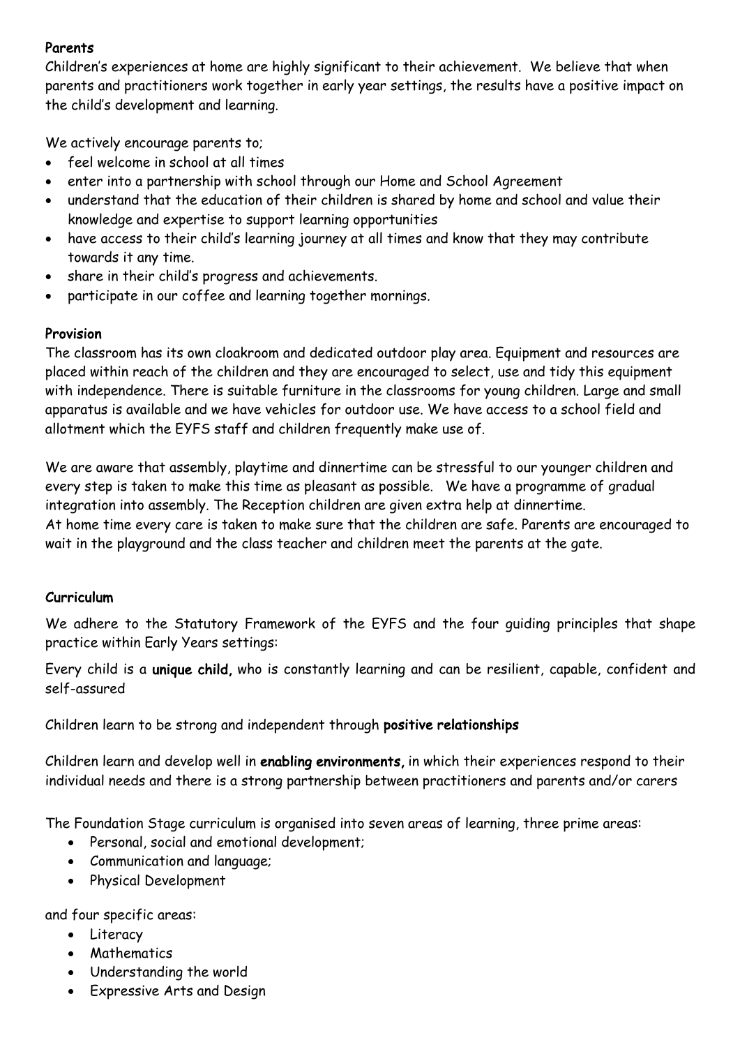## Parents

Children's experiences at home are highly significant to their achievement. We believe that when parents and practitioners work together in early year settings, the results have a positive impact on the child's development and learning.

We actively encourage parents to;

- feel welcome in school at all times
- enter into a partnership with school through our Home and School Agreement
- understand that the education of their children is shared by home and school and value their knowledge and expertise to support learning opportunities
- have access to their child's learning journey at all times and know that they may contribute towards it any time.
- share in their child's progress and achievements.
- participate in our coffee and learning together mornings.

## Provision

The classroom has its own cloakroom and dedicated outdoor play area. Equipment and resources are placed within reach of the children and they are encouraged to select, use and tidy this equipment with independence. There is suitable furniture in the classrooms for young children. Large and small apparatus is available and we have vehicles for outdoor use. We have access to a school field and allotment which the EYFS staff and children frequently make use of.

We are aware that assembly, playtime and dinnertime can be stressful to our younger children and every step is taken to make this time as pleasant as possible. We have a programme of gradual integration into assembly. The Reception children are given extra help at dinnertime.
At home time every care is taken to make sure that the children are safe. Parents are encouraged to wait in the playground and the class teacher and children meet the parents at the gate.

## Curriculum

We adhere to the Statutory Framework of the EYFS and the four guiding principles that shape practice within Early Years settings:

Every child is a **unique child,** who is constantly learning and can be resilient, capable, confident and self-assured

Children learn to be strong and independent through **positive relationships**

Children learn and develop well in **enabling environments,** in which their experiences respond to their individual needs and there is a strong partnership between practitioners and parents and/or carers

The Foundation Stage curriculum is organised into seven areas of learning, three prime areas:

- Personal, social and emotional development;
- Communication and language;
- Physical Development

and four specific areas:

- Literacy
- Mathematics
- Understanding the world
- Expressive Arts and Design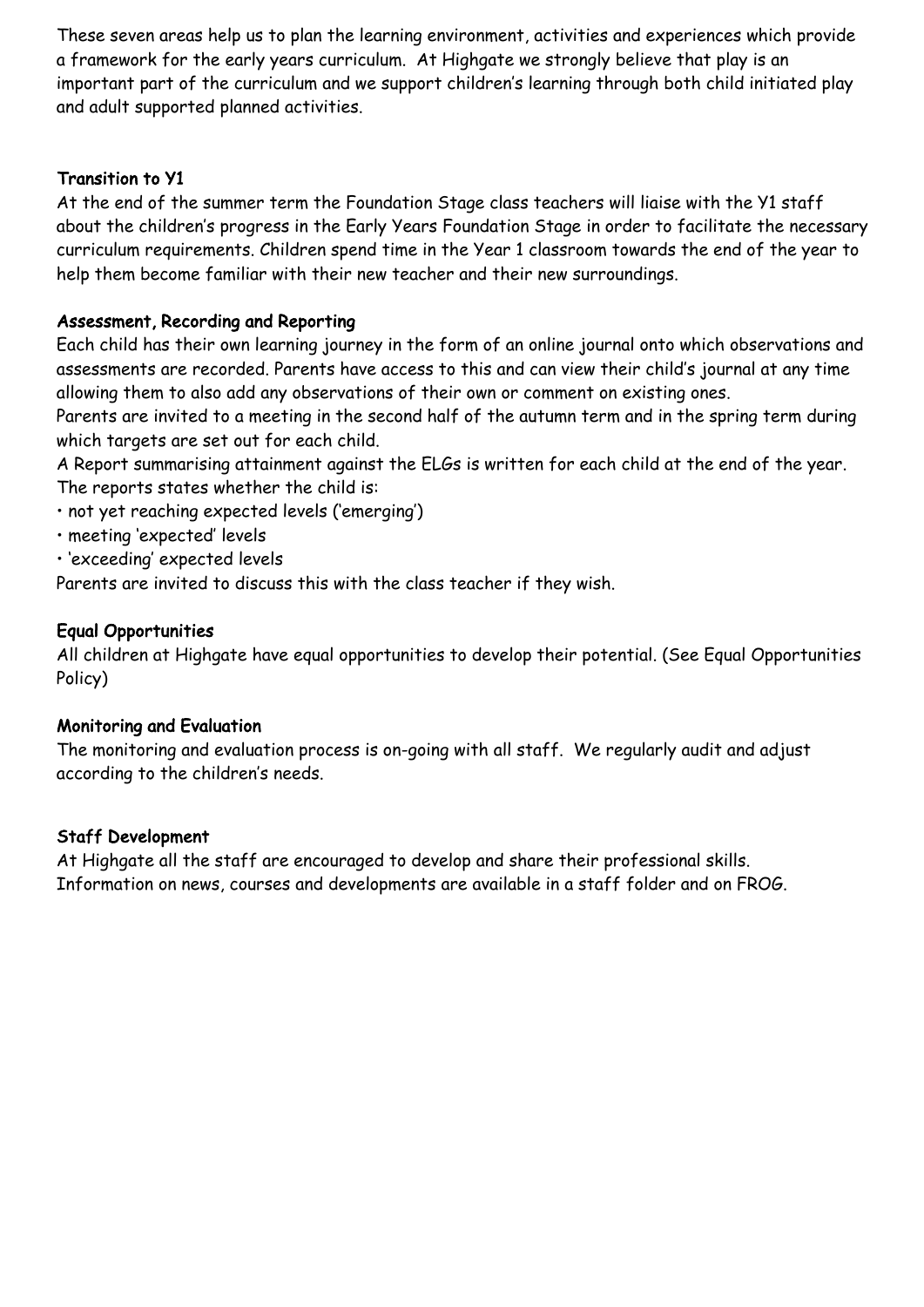These seven areas help us to plan the learning environment, activities and experiences which provide a framework for the early years curriculum. At Highgate we strongly believe that play is an important part of the curriculum and we support children's learning through both child initiated play and adult supported planned activities.

### Transition to Y1

At the end of the summer term the Foundation Stage class teachers will liaise with the Y1 staff about the children's progress in the Early Years Foundation Stage in order to facilitate the necessary curriculum requirements. Children spend time in the Year 1 classroom towards the end of the year to help them become familiar with their new teacher and their new surroundings.

### Assessment, Recording and Reporting

Each child has their own learning journey in the form of an online journal onto which observations and assessments are recorded. Parents have access to this and can view their child's journal at any time allowing them to also add any observations of their own or comment on existing ones.

Parents are invited to a meeting in the second half of the autumn term and in the spring term during which targets are set out for each child.

A Report summarising attainment against the ELGs is written for each child at the end of the year. The reports states whether the child is:

- not yet reaching expected levels ('emerging')
- meeting 'expected' levels
- 'exceeding' expected levels

Parents are invited to discuss this with the class teacher if they wish.

### Equal Opportunities

All children at Highgate have equal opportunities to develop their potential. (See Equal Opportunities Policy)

### Monitoring and Evaluation

The monitoring and evaluation process is on-going with all staff. We regularly audit and adjust according to the children's needs.

### Staff Development

At Highgate all the staff are encouraged to develop and share their professional skills.
Information on news, courses and developments are available in a staff folder and on FROG.